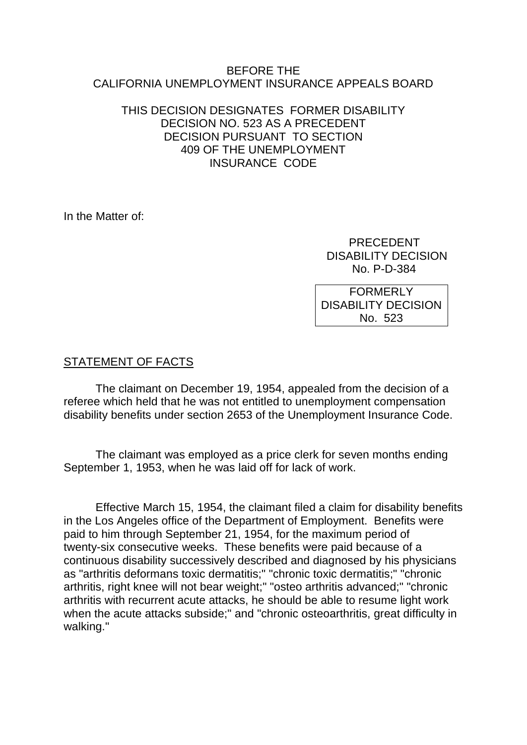BEFORE THE
CALIFORNIA UNEMPLOYMENT INSURANCE APPEALS BOARD

THIS DECISION DESIGNATES FORMER DISABILITY DECISION NO. 523 AS A PRECEDENT DECISION PURSUANT TO SECTION 409 OF THE UNEMPLOYMENT INSURANCE CODE

In the Matter of:

PRECEDENT
DISABILITY DECISION
No. P-D-384

FORMERLY
DISABILITY DECISION
No. 523

## STATEMENT OF FACTS

The claimant on December 19, 1954, appealed from the decision of a referee which held that he was not entitled to unemployment compensation disability benefits under section 2653 of the Unemployment Insurance Code.

The claimant was employed as a price clerk for seven months ending September 1, 1953, when he was laid off for lack of work.

Effective March 15, 1954, the claimant filed a claim for disability benefits in the Los Angeles office of the Department of Employment. Benefits were paid to him through September 21, 1954, for the maximum period of twenty-six consecutive weeks. These benefits were paid because of a continuous disability successively described and diagnosed by his physicians as "arthritis deformans toxic dermatitis;" "chronic toxic dermatitis;" "chronic arthritis, right knee will not bear weight;" "osteo arthritis advanced;" "chronic arthritis with recurrent acute attacks, he should be able to resume light work when the acute attacks subside;" and "chronic osteoarthritis, great difficulty in walking."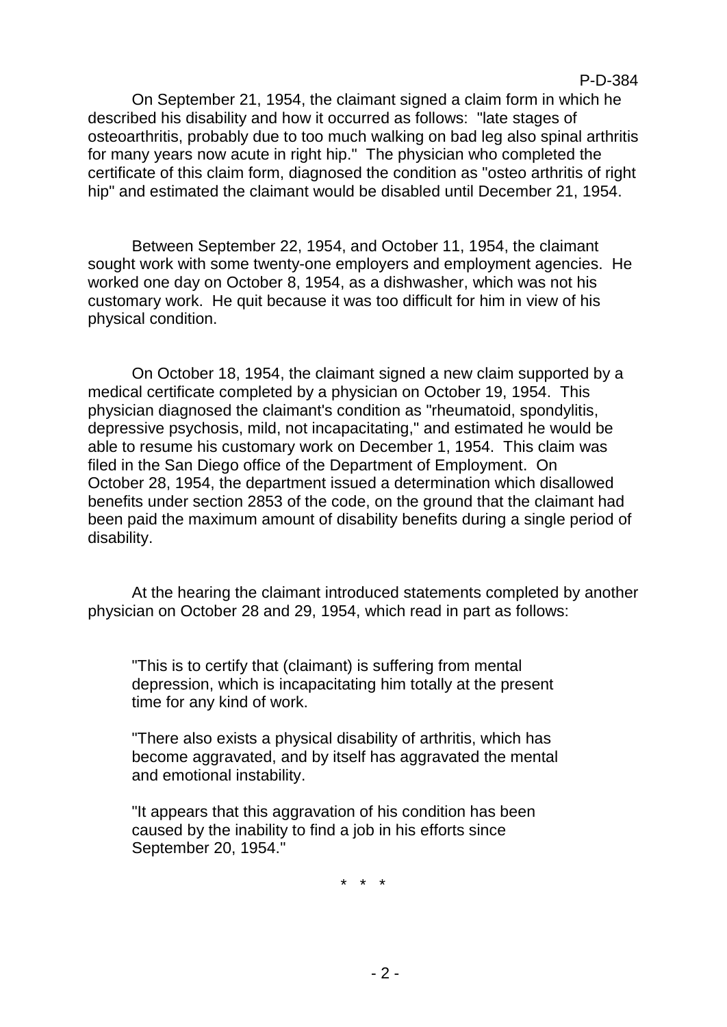On September 21, 1954, the claimant signed a claim form in which he described his disability and how it occurred as follows: "late stages of osteoarthritis, probably due to too much walking on bad leg also spinal arthritis for many years now acute in right hip." The physician who completed the certificate of this claim form, diagnosed the condition as "osteo arthritis of right hip" and estimated the claimant would be disabled until December 21, 1954.

Between September 22, 1954, and October 11, 1954, the claimant sought work with some twenty-one employers and employment agencies. He worked one day on October 8, 1954, as a dishwasher, which was not his customary work. He quit because it was too difficult for him in view of his physical condition.

On October 18, 1954, the claimant signed a new claim supported by a medical certificate completed by a physician on October 19, 1954. This physician diagnosed the claimant's condition as "rheumatoid, spondylitis, depressive psychosis, mild, not incapacitating," and estimated he would be able to resume his customary work on December 1, 1954. This claim was filed in the San Diego office of the Department of Employment. On October 28, 1954, the department issued a determination which disallowed benefits under section 2853 of the code, on the ground that the claimant had been paid the maximum amount of disability benefits during a single period of disability.

At the hearing the claimant introduced statements completed by another physician on October 28 and 29, 1954, which read in part as follows:

> "This is to certify that (claimant) is suffering from mental depression, which is incapacitating him totally at the present time for any kind of work.
>
> "There also exists a physical disability of arthritis, which has become aggravated, and by itself has aggravated the mental and emotional instability.
>
> "It appears that this aggravation of his condition has been caused by the inability to find a job in his efforts since September 20, 1954."

\* \* \*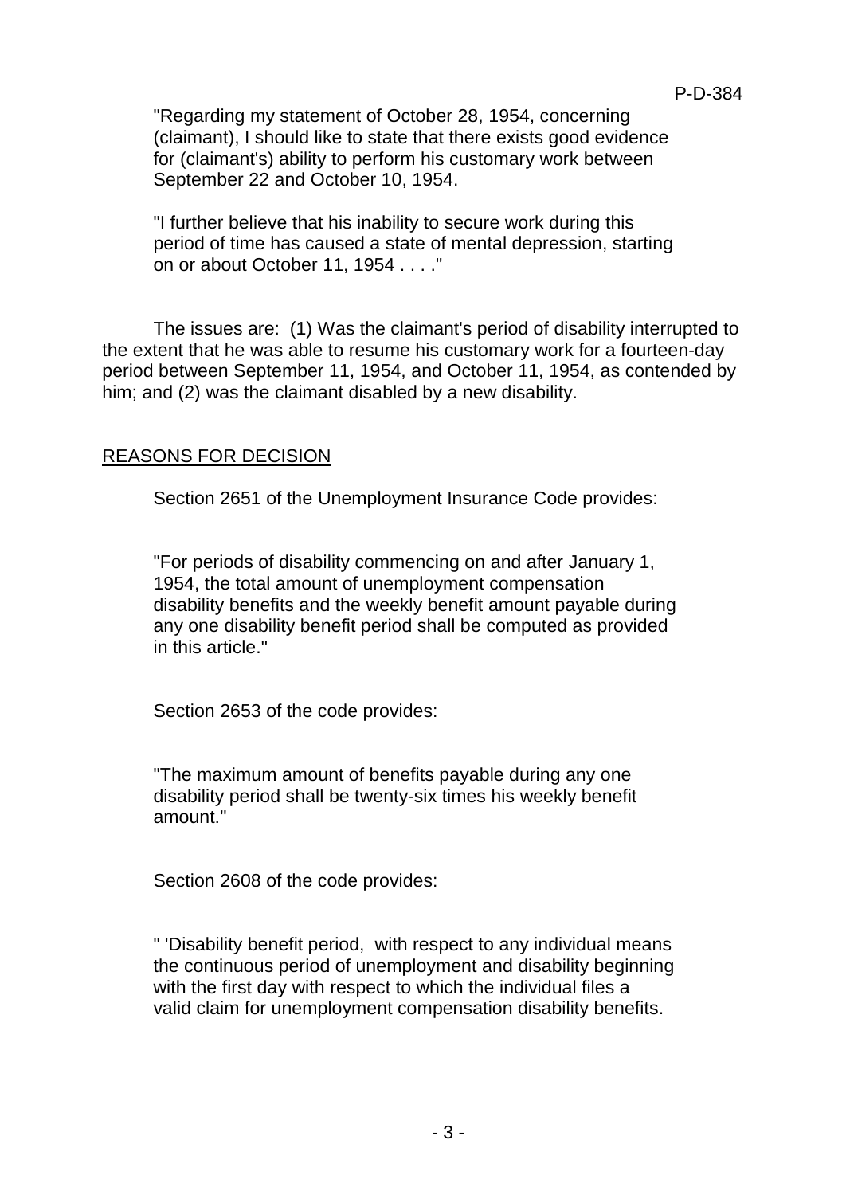"Regarding my statement of October 28, 1954, concerning (claimant), I should like to state that there exists good evidence for (claimant's) ability to perform his customary work between September 22 and October 10, 1954.

"I further believe that his inability to secure work during this period of time has caused a state of mental depression, starting on or about October 11, 1954 . . . ."

The issues are: (1) Was the claimant's period of disability interrupted to the extent that he was able to resume his customary work for a fourteen-day period between September 11, 1954, and October 11, 1954, as contended by him; and (2) was the claimant disabled by a new disability.

## REASONS FOR DECISION

Section 2651 of the Unemployment Insurance Code provides:

"For periods of disability commencing on and after January 1, 1954, the total amount of unemployment compensation disability benefits and the weekly benefit amount payable during any one disability benefit period shall be computed as provided in this article."

Section 2653 of the code provides:

"The maximum amount of benefits payable during any one disability period shall be twenty-six times his weekly benefit amount."

Section 2608 of the code provides:

" 'Disability benefit period, with respect to any individual means the continuous period of unemployment and disability beginning with the first day with respect to which the individual files a valid claim for unemployment compensation disability benefits.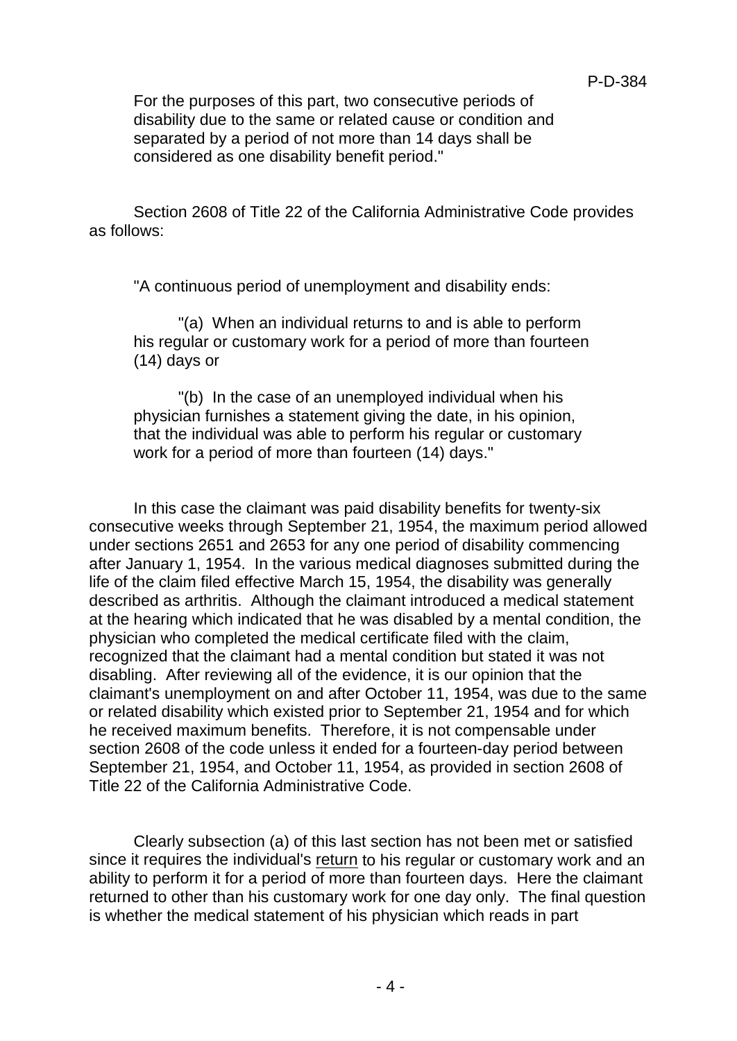For the purposes of this part, two consecutive periods of disability due to the same or related cause or condition and separated by a period of not more than 14 days shall be considered as one disability benefit period."

Section 2608 of Title 22 of the California Administrative Code provides as follows:

"A continuous period of unemployment and disability ends:

"(a) When an individual returns to and is able to perform his regular or customary work for a period of more than fourteen (14) days or

"(b) In the case of an unemployed individual when his physician furnishes a statement giving the date, in his opinion, that the individual was able to perform his regular or customary work for a period of more than fourteen (14) days."

In this case the claimant was paid disability benefits for twenty-six consecutive weeks through September 21, 1954, the maximum period allowed under sections 2651 and 2653 for any one period of disability commencing after January 1, 1954. In the various medical diagnoses submitted during the life of the claim filed effective March 15, 1954, the disability was generally described as arthritis. Although the claimant introduced a medical statement at the hearing which indicated that he was disabled by a mental condition, the physician who completed the medical certificate filed with the claim, recognized that the claimant had a mental condition but stated it was not disabling. After reviewing all of the evidence, it is our opinion that the claimant's unemployment on and after October 11, 1954, was due to the same or related disability which existed prior to September 21, 1954 and for which he received maximum benefits. Therefore, it is not compensable under section 2608 of the code unless it ended for a fourteen-day period between September 21, 1954, and October 11, 1954, as provided in section 2608 of Title 22 of the California Administrative Code.

Clearly subsection (a) of this last section has not been met or satisfied since it requires the individual's <u>return</u> to his regular or customary work and an ability to perform it for a period of more than fourteen days. Here the claimant returned to other than his customary work for one day only. The final question is whether the medical statement of his physician which reads in part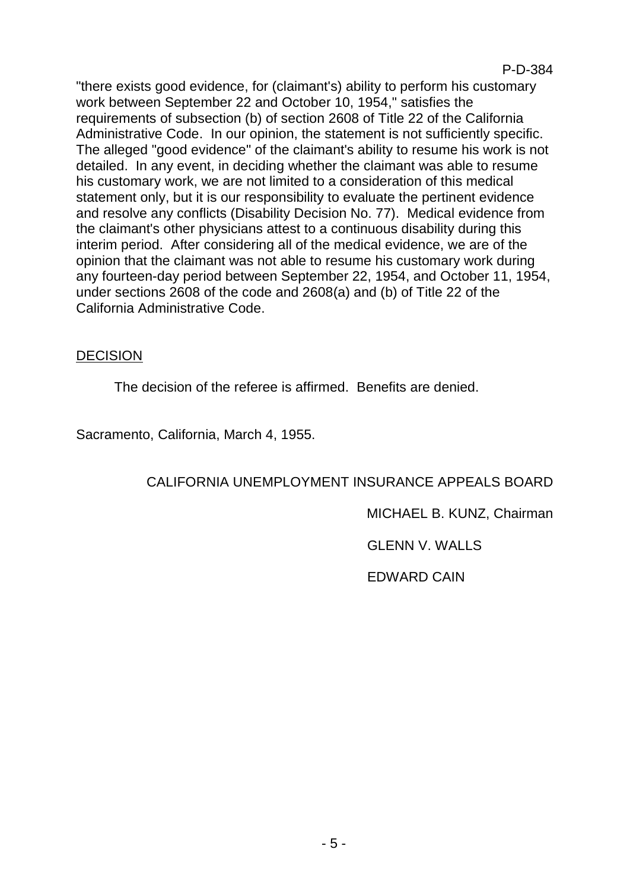"there exists good evidence, for (claimant's) ability to perform his customary work between September 22 and October 10, 1954," satisfies the requirements of subsection (b) of section 2608 of Title 22 of the California Administrative Code. In our opinion, the statement is not sufficiently specific. The alleged "good evidence" of the claimant's ability to resume his work is not detailed. In any event, in deciding whether the claimant was able to resume his customary work, we are not limited to a consideration of this medical statement only, but it is our responsibility to evaluate the pertinent evidence and resolve any conflicts (Disability Decision No. 77). Medical evidence from the claimant's other physicians attest to a continuous disability during this interim period. After considering all of the medical evidence, we are of the opinion that the claimant was not able to resume his customary work during any fourteen-day period between September 22, 1954, and October 11, 1954, under sections 2608 of the code and 2608(a) and (b) of Title 22 of the California Administrative Code.

## DECISION

The decision of the referee is affirmed. Benefits are denied.

Sacramento, California, March 4, 1955.

CALIFORNIA UNEMPLOYMENT INSURANCE APPEALS BOARD

MICHAEL B. KUNZ, Chairman

GLENN V. WALLS

EDWARD CAIN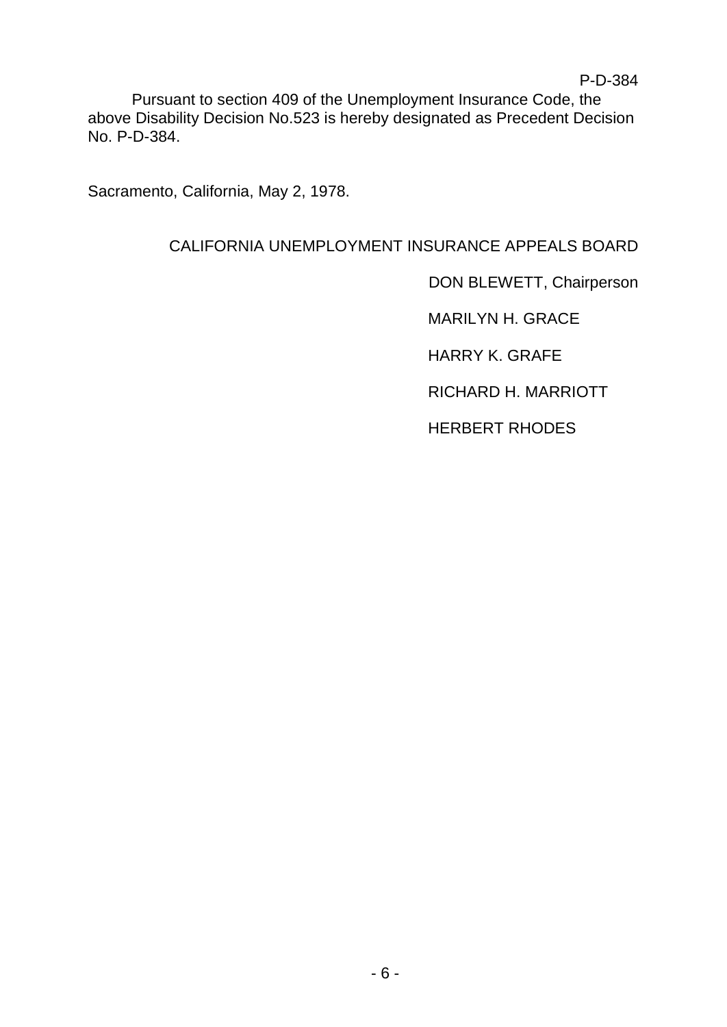P-D-384

Pursuant to section 409 of the Unemployment Insurance Code, the above Disability Decision No.523 is hereby designated as Precedent Decision No. P-D-384.

Sacramento, California, May 2, 1978.

CALIFORNIA UNEMPLOYMENT INSURANCE APPEALS BOARD

DON BLEWETT, Chairperson

MARILYN H. GRACE

HARRY K. GRAFE

RICHARD H. MARRIOTT

HERBERT RHODES